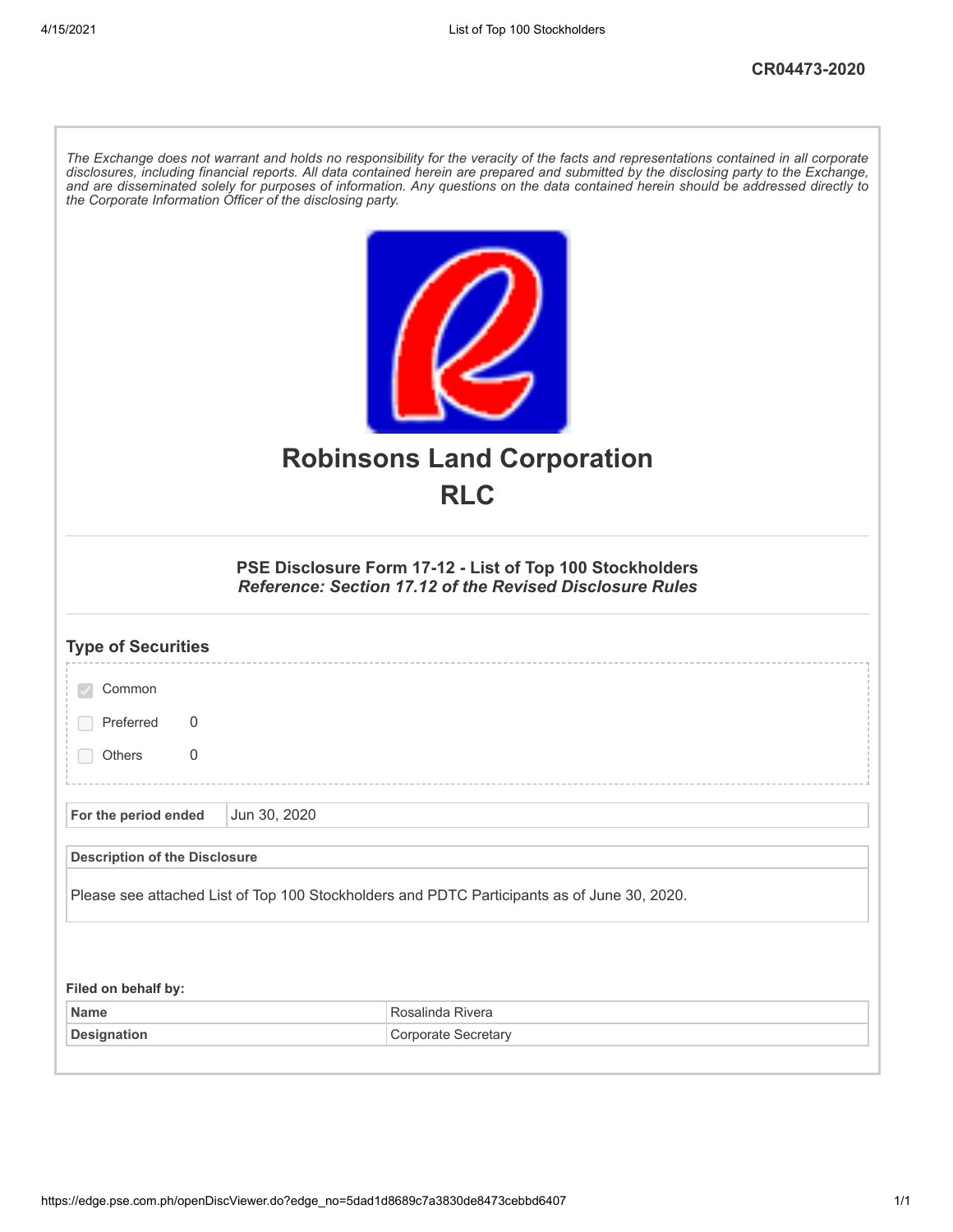CR04473-2020

*The Exchange does not warrant and holds no responsibility for the veracity of the facts and representations contained in all corporate disclosures, including financial reports. All data contained herein are prepared and submitted by the disclosing party to the Exchange, and are disseminated solely for purposes of information. Any questions on the data contained herein should be addressed directly to the Corporate Information Officer of the disclosing party.*

# Robinsons Land Corporation
# RLC

### PSE Disclosure Form 17-12 - List of Top 100 Stockholders
***Reference: Section 17.12 of the Revised Disclosure Rules***

## Type of Securities

- [x] Common
- [ ] Preferred 0
- [ ] Others 0

| For the period ended | Jun 30, 2020 |
|---|---|

| Description of the Disclosure |
|---|
| Please see attached List of Top 100 Stockholders and PDTC Participants as of June 30, 2020. |

**Filed on behalf by:**

| Name | Rosalinda Rivera |
|---|---|
| Designation | Corporate Secretary |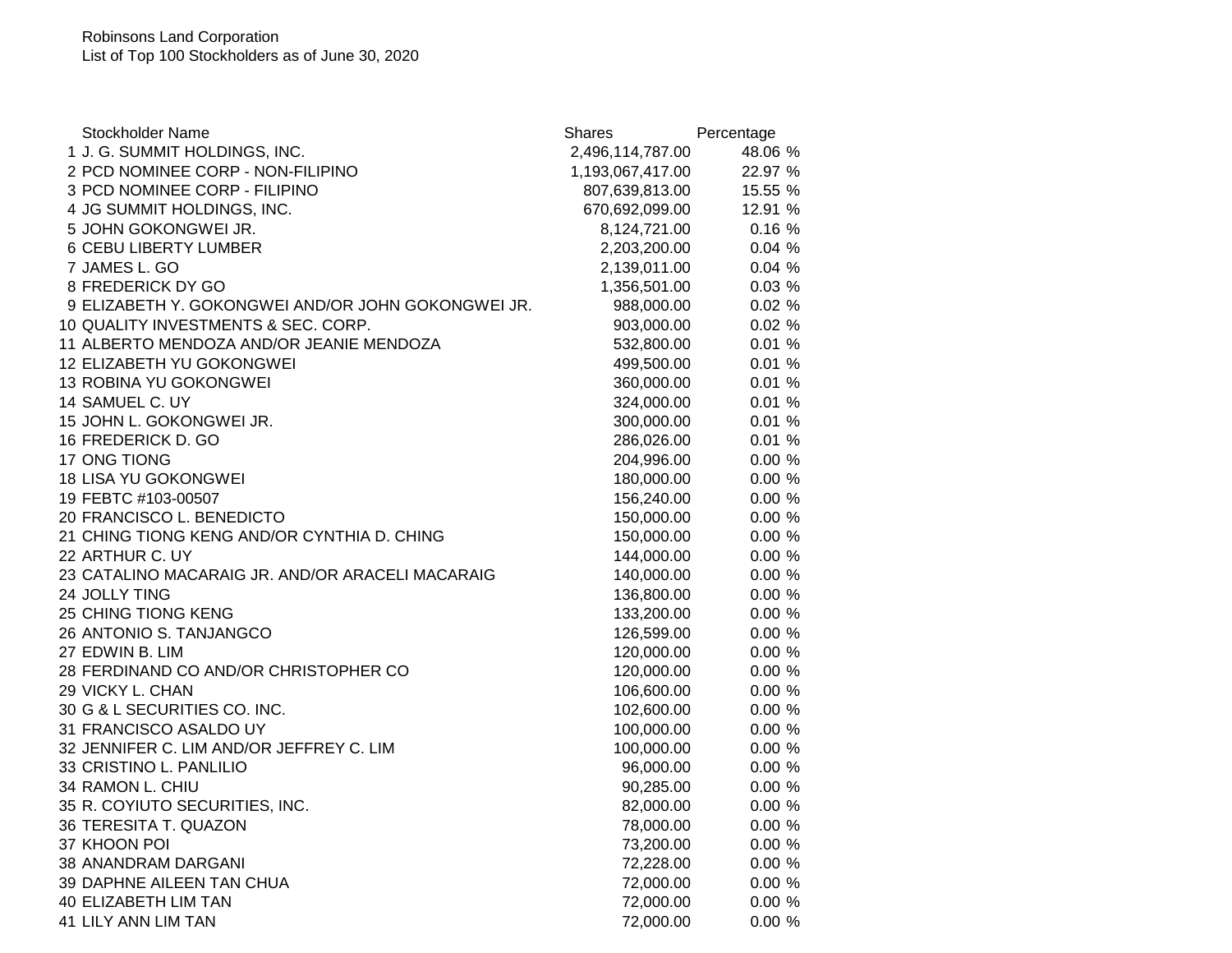Robinsons Land Corporation
List of Top 100 Stockholders as of June 30, 2020

| | Stockholder Name | Shares | Percentage |
|---|---|---|---|
| 1 | J. G. SUMMIT HOLDINGS, INC. | 2,496,114,787.00 | 48.06 % |
| 2 | PCD NOMINEE CORP - NON-FILIPINO | 1,193,067,417.00 | 22.97 % |
| 3 | PCD NOMINEE CORP - FILIPINO | 807,639,813.00 | 15.55 % |
| 4 | JG SUMMIT HOLDINGS, INC. | 670,692,099.00 | 12.91 % |
| 5 | JOHN GOKONGWEI JR. | 8,124,721.00 | 0.16 % |
| 6 | CEBU LIBERTY LUMBER | 2,203,200.00 | 0.04 % |
| 7 | JAMES L. GO | 2,139,011.00 | 0.04 % |
| 8 | FREDERICK DY GO | 1,356,501.00 | 0.03 % |
| 9 | ELIZABETH Y. GOKONGWEI AND/OR JOHN GOKONGWEI JR. | 988,000.00 | 0.02 % |
| 10 | QUALITY INVESTMENTS & SEC. CORP. | 903,000.00 | 0.02 % |
| 11 | ALBERTO MENDOZA AND/OR JEANIE MENDOZA | 532,800.00 | 0.01 % |
| 12 | ELIZABETH YU GOKONGWEI | 499,500.00 | 0.01 % |
| 13 | ROBINA YU GOKONGWEI | 360,000.00 | 0.01 % |
| 14 | SAMUEL C. UY | 324,000.00 | 0.01 % |
| 15 | JOHN L. GOKONGWEI JR. | 300,000.00 | 0.01 % |
| 16 | FREDERICK D. GO | 286,026.00 | 0.01 % |
| 17 | ONG TIONG | 204,996.00 | 0.00 % |
| 18 | LISA YU GOKONGWEI | 180,000.00 | 0.00 % |
| 19 | FEBTC #103-00507 | 156,240.00 | 0.00 % |
| 20 | FRANCISCO L. BENEDICTO | 150,000.00 | 0.00 % |
| 21 | CHING TIONG KENG AND/OR CYNTHIA D. CHING | 150,000.00 | 0.00 % |
| 22 | ARTHUR C. UY | 144,000.00 | 0.00 % |
| 23 | CATALINO MACARAIG JR. AND/OR ARACELI MACARAIG | 140,000.00 | 0.00 % |
| 24 | JOLLY TING | 136,800.00 | 0.00 % |
| 25 | CHING TIONG KENG | 133,200.00 | 0.00 % |
| 26 | ANTONIO S. TANJANGCO | 126,599.00 | 0.00 % |
| 27 | EDWIN B. LIM | 120,000.00 | 0.00 % |
| 28 | FERDINAND CO AND/OR CHRISTOPHER CO | 120,000.00 | 0.00 % |
| 29 | VICKY L. CHAN | 106,600.00 | 0.00 % |
| 30 | G & L SECURITIES CO. INC. | 102,600.00 | 0.00 % |
| 31 | FRANCISCO ASALDO UY | 100,000.00 | 0.00 % |
| 32 | JENNIFER C. LIM AND/OR JEFFREY C. LIM | 100,000.00 | 0.00 % |
| 33 | CRISTINO L. PANLILIO | 96,000.00 | 0.00 % |
| 34 | RAMON L. CHIU | 90,285.00 | 0.00 % |
| 35 | R. COYIUTO SECURITIES, INC. | 82,000.00 | 0.00 % |
| 36 | TERESITA T. QUAZON | 78,000.00 | 0.00 % |
| 37 | KHOON POI | 73,200.00 | 0.00 % |
| 38 | ANANDRAM DARGANI | 72,228.00 | 0.00 % |
| 39 | DAPHNE AILEEN TAN CHUA | 72,000.00 | 0.00 % |
| 40 | ELIZABETH LIM TAN | 72,000.00 | 0.00 % |
| 41 | LILY ANN LIM TAN | 72,000.00 | 0.00 % |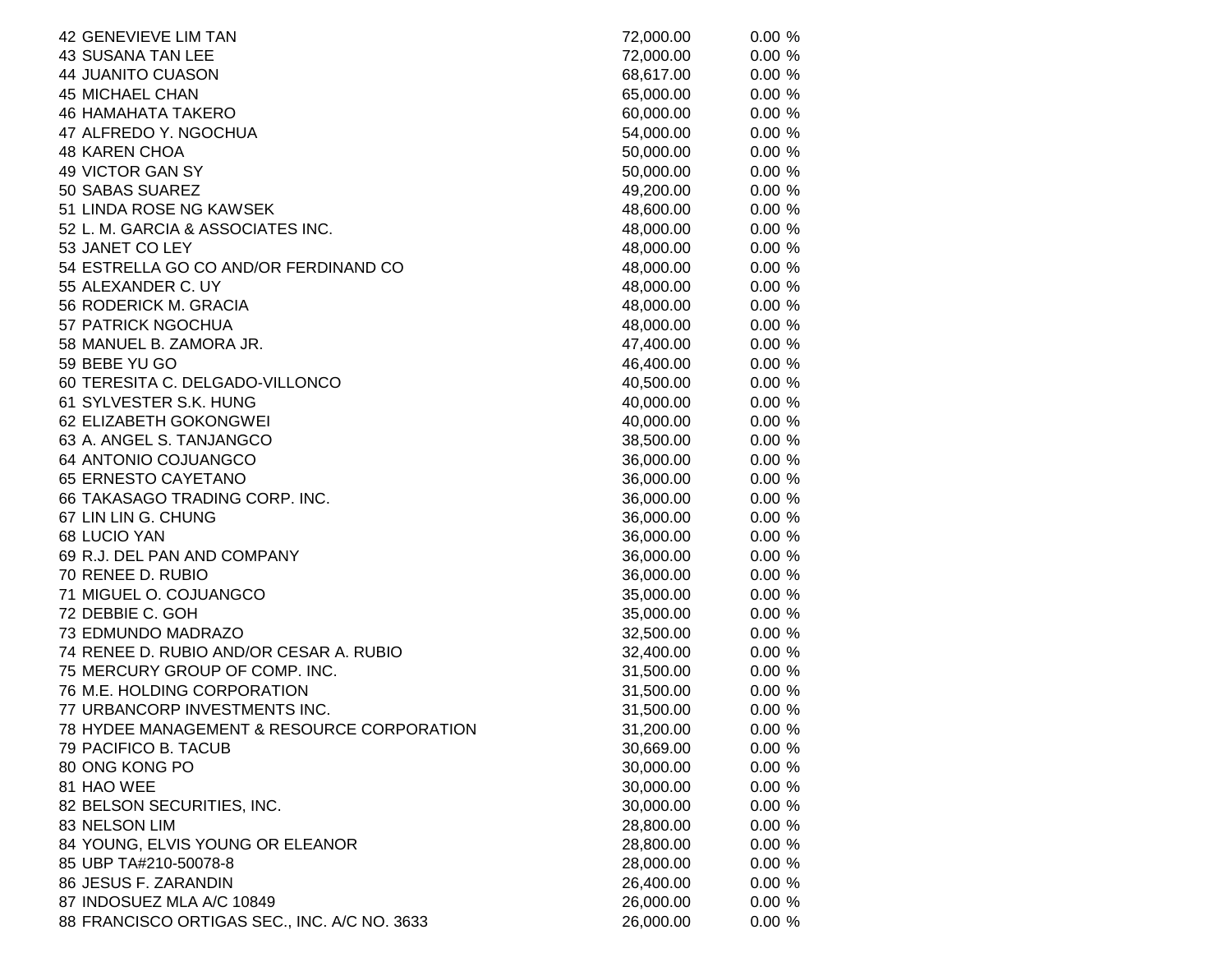| | | | |
|---|---|---|---|
| 42 | GENEVIEVE LIM TAN | 72,000.00 | 0.00 % |
| 43 | SUSANA TAN LEE | 72,000.00 | 0.00 % |
| 44 | JUANITO CUASON | 68,617.00 | 0.00 % |
| 45 | MICHAEL CHAN | 65,000.00 | 0.00 % |
| 46 | HAMAHATA TAKERO | 60,000.00 | 0.00 % |
| 47 | ALFREDO Y. NGOCHUA | 54,000.00 | 0.00 % |
| 48 | KAREN CHOA | 50,000.00 | 0.00 % |
| 49 | VICTOR GAN SY | 50,000.00 | 0.00 % |
| 50 | SABAS SUAREZ | 49,200.00 | 0.00 % |
| 51 | LINDA ROSE NG KAWSEK | 48,600.00 | 0.00 % |
| 52 | L. M. GARCIA & ASSOCIATES INC. | 48,000.00 | 0.00 % |
| 53 | JANET CO LEY | 48,000.00 | 0.00 % |
| 54 | ESTRELLA GO CO AND/OR FERDINAND CO | 48,000.00 | 0.00 % |
| 55 | ALEXANDER C. UY | 48,000.00 | 0.00 % |
| 56 | RODERICK M. GRACIA | 48,000.00 | 0.00 % |
| 57 | PATRICK NGOCHUA | 48,000.00 | 0.00 % |
| 58 | MANUEL B. ZAMORA JR. | 47,400.00 | 0.00 % |
| 59 | BEBE YU GO | 46,400.00 | 0.00 % |
| 60 | TERESITA C. DELGADO-VILLONCO | 40,500.00 | 0.00 % |
| 61 | SYLVESTER S.K. HUNG | 40,000.00 | 0.00 % |
| 62 | ELIZABETH GOKONGWEI | 40,000.00 | 0.00 % |
| 63 | A. ANGEL S. TANJANGCO | 38,500.00 | 0.00 % |
| 64 | ANTONIO COJUANGCO | 36,000.00 | 0.00 % |
| 65 | ERNESTO CAYETANO | 36,000.00 | 0.00 % |
| 66 | TAKASAGO TRADING CORP. INC. | 36,000.00 | 0.00 % |
| 67 | LIN LIN G. CHUNG | 36,000.00 | 0.00 % |
| 68 | LUCIO YAN | 36,000.00 | 0.00 % |
| 69 | R.J. DEL PAN AND COMPANY | 36,000.00 | 0.00 % |
| 70 | RENEE D. RUBIO | 36,000.00 | 0.00 % |
| 71 | MIGUEL O. COJUANGCO | 35,000.00 | 0.00 % |
| 72 | DEBBIE C. GOH | 35,000.00 | 0.00 % |
| 73 | EDMUNDO MADRAZO | 32,500.00 | 0.00 % |
| 74 | RENEE D. RUBIO AND/OR CESAR A. RUBIO | 32,400.00 | 0.00 % |
| 75 | MERCURY GROUP OF COMP. INC. | 31,500.00 | 0.00 % |
| 76 | M.E. HOLDING CORPORATION | 31,500.00 | 0.00 % |
| 77 | URBANCORP INVESTMENTS INC. | 31,500.00 | 0.00 % |
| 78 | HYDEE MANAGEMENT & RESOURCE CORPORATION | 31,200.00 | 0.00 % |
| 79 | PACIFICO B. TACUB | 30,669.00 | 0.00 % |
| 80 | ONG KONG PO | 30,000.00 | 0.00 % |
| 81 | HAO WEE | 30,000.00 | 0.00 % |
| 82 | BELSON SECURITIES, INC. | 30,000.00 | 0.00 % |
| 83 | NELSON LIM | 28,800.00 | 0.00 % |
| 84 | YOUNG, ELVIS YOUNG OR ELEANOR | 28,800.00 | 0.00 % |
| 85 | UBP TA#210-50078-8 | 28,000.00 | 0.00 % |
| 86 | JESUS F. ZARANDIN | 26,400.00 | 0.00 % |
| 87 | INDOSUEZ MLA A/C 10849 | 26,000.00 | 0.00 % |
| 88 | FRANCISCO ORTIGAS SEC., INC. A/C NO. 3633 | 26,000.00 | 0.00 % |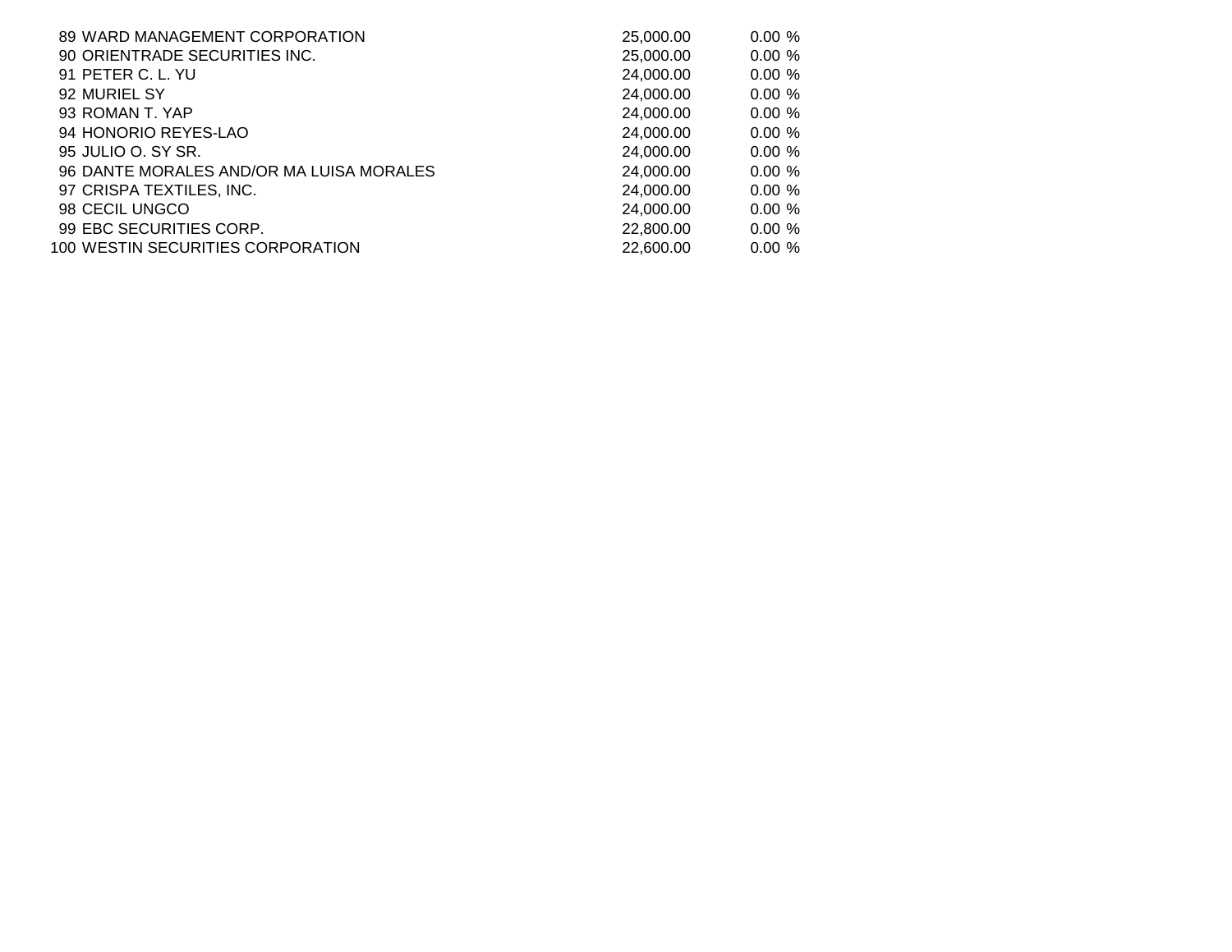| | | | |
|---|---|---|---|
| 89 | WARD MANAGEMENT CORPORATION | 25,000.00 | 0.00 % |
| 90 | ORIENTRADE SECURITIES INC. | 25,000.00 | 0.00 % |
| 91 | PETER C. L. YU | 24,000.00 | 0.00 % |
| 92 | MURIEL SY | 24,000.00 | 0.00 % |
| 93 | ROMAN T. YAP | 24,000.00 | 0.00 % |
| 94 | HONORIO REYES-LAO | 24,000.00 | 0.00 % |
| 95 | JULIO O. SY SR. | 24,000.00 | 0.00 % |
| 96 | DANTE MORALES AND/OR MA LUISA MORALES | 24,000.00 | 0.00 % |
| 97 | CRISPA TEXTILES, INC. | 24,000.00 | 0.00 % |
| 98 | CECIL UNGCO | 24,000.00 | 0.00 % |
| 99 | EBC SECURITIES CORP. | 22,800.00 | 0.00 % |
| 100 | WESTIN SECURITIES CORPORATION | 22,600.00 | 0.00 % |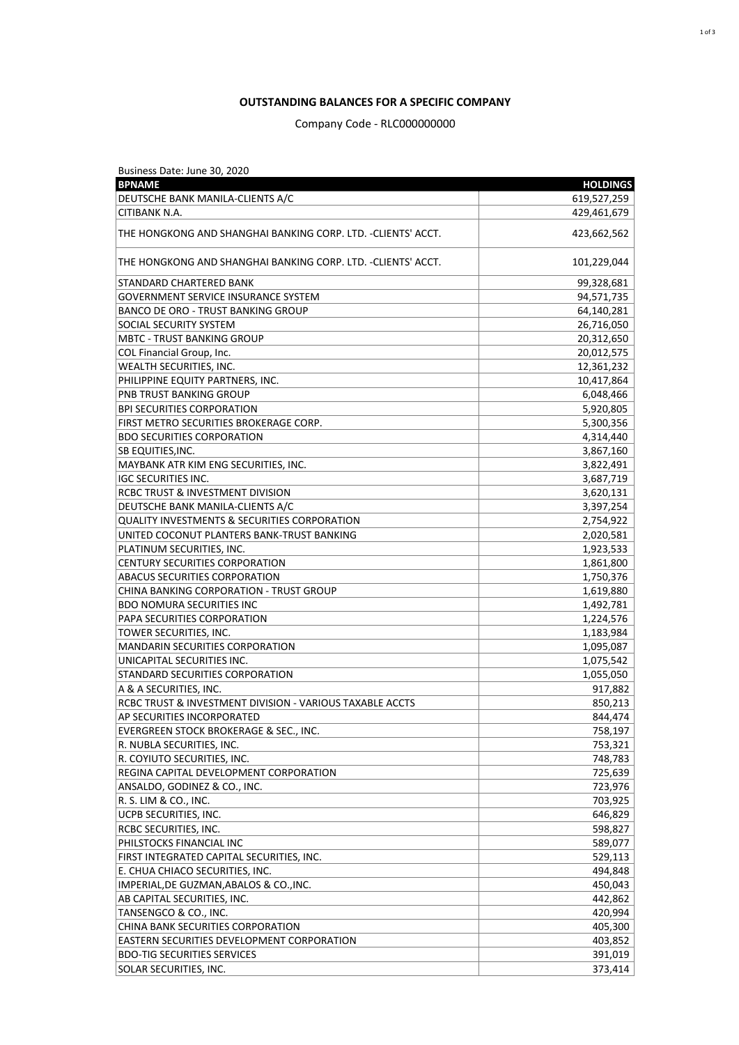**OUTSTANDING BALANCES FOR A SPECIFIC COMPANY**

Company Code - RLC000000000

Business Date: June 30, 2020

| BPNAME | HOLDINGS |
|---|---|
| DEUTSCHE BANK MANILA-CLIENTS A/C | 619,527,259 |
| CITIBANK N.A. | 429,461,679 |
| THE HONGKONG AND SHANGHAI BANKING CORP. LTD. -CLIENTS' ACCT. | 423,662,562 |
| THE HONGKONG AND SHANGHAI BANKING CORP. LTD. -CLIENTS' ACCT. | 101,229,044 |
| STANDARD CHARTERED BANK | 99,328,681 |
| GOVERNMENT SERVICE INSURANCE SYSTEM | 94,571,735 |
| BANCO DE ORO - TRUST BANKING GROUP | 64,140,281 |
| SOCIAL SECURITY SYSTEM | 26,716,050 |
| MBTC - TRUST BANKING GROUP | 20,312,650 |
| COL Financial Group, Inc. | 20,012,575 |
| WEALTH SECURITIES, INC. | 12,361,232 |
| PHILIPPINE EQUITY PARTNERS, INC. | 10,417,864 |
| PNB TRUST BANKING GROUP | 6,048,466 |
| BPI SECURITIES CORPORATION | 5,920,805 |
| FIRST METRO SECURITIES BROKERAGE CORP. | 5,300,356 |
| BDO SECURITIES CORPORATION | 4,314,440 |
| SB EQUITIES,INC. | 3,867,160 |
| MAYBANK ATR KIM ENG SECURITIES, INC. | 3,822,491 |
| IGC SECURITIES INC. | 3,687,719 |
| RCBC TRUST & INVESTMENT DIVISION | 3,620,131 |
| DEUTSCHE BANK MANILA-CLIENTS A/C | 3,397,254 |
| QUALITY INVESTMENTS & SECURITIES CORPORATION | 2,754,922 |
| UNITED COCONUT PLANTERS BANK-TRUST BANKING | 2,020,581 |
| PLATINUM SECURITIES, INC. | 1,923,533 |
| CENTURY SECURITIES CORPORATION | 1,861,800 |
| ABACUS SECURITIES CORPORATION | 1,750,376 |
| CHINA BANKING CORPORATION - TRUST GROUP | 1,619,880 |
| BDO NOMURA SECURITIES INC | 1,492,781 |
| PAPA SECURITIES CORPORATION | 1,224,576 |
| TOWER SECURITIES, INC. | 1,183,984 |
| MANDARIN SECURITIES CORPORATION | 1,095,087 |
| UNICAPITAL SECURITIES INC. | 1,075,542 |
| STANDARD SECURITIES CORPORATION | 1,055,050 |
| A & A SECURITIES, INC. | 917,882 |
| RCBC TRUST & INVESTMENT DIVISION - VARIOUS TAXABLE ACCTS | 850,213 |
| AP SECURITIES INCORPORATED | 844,474 |
| EVERGREEN STOCK BROKERAGE & SEC., INC. | 758,197 |
| R. NUBLA SECURITIES, INC. | 753,321 |
| R. COYIUTO SECURITIES, INC. | 748,783 |
| REGINA CAPITAL DEVELOPMENT CORPORATION | 725,639 |
| ANSALDO, GODINEZ & CO., INC. | 723,976 |
| R. S. LIM & CO., INC. | 703,925 |
| UCPB SECURITIES, INC. | 646,829 |
| RCBC SECURITIES, INC. | 598,827 |
| PHILSTOCKS FINANCIAL INC | 589,077 |
| FIRST INTEGRATED CAPITAL SECURITIES, INC. | 529,113 |
| E. CHUA CHIACO SECURITIES, INC. | 494,848 |
| IMPERIAL,DE GUZMAN,ABALOS & CO.,INC. | 450,043 |
| AB CAPITAL SECURITIES, INC. | 442,862 |
| TANSENGCO & CO., INC. | 420,994 |
| CHINA BANK SECURITIES CORPORATION | 405,300 |
| EASTERN SECURITIES DEVELOPMENT CORPORATION | 403,852 |
| BDO-TIG SECURITIES SERVICES | 391,019 |
| SOLAR SECURITIES, INC. | 373,414 |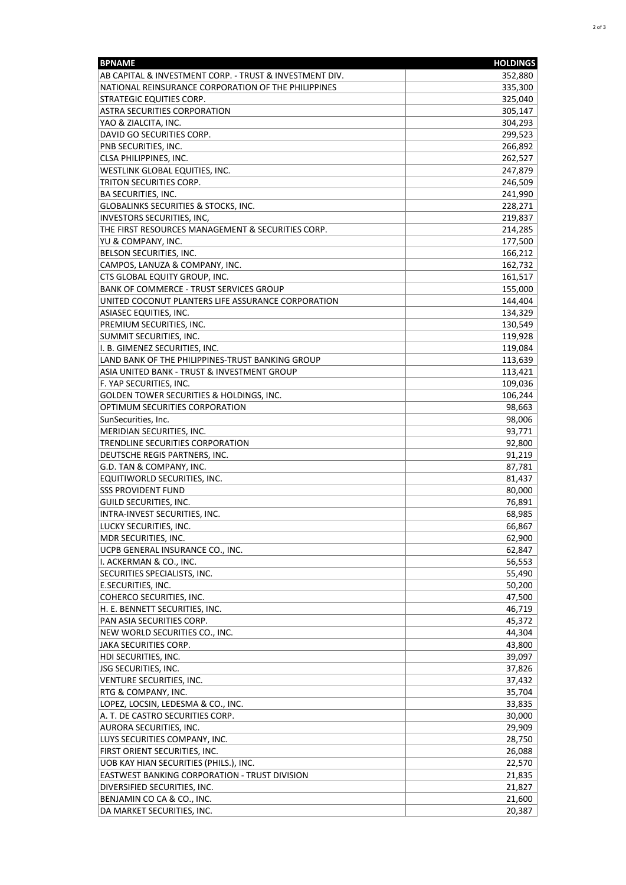| BPNAME | HOLDINGS |
| --- | --- |
| AB CAPITAL & INVESTMENT CORP. - TRUST & INVESTMENT DIV. | 352,880 |
| NATIONAL REINSURANCE CORPORATION OF THE PHILIPPINES | 335,300 |
| STRATEGIC EQUITIES CORP. | 325,040 |
| ASTRA SECURITIES CORPORATION | 305,147 |
| YAO & ZIALCITA, INC. | 304,293 |
| DAVID GO SECURITIES CORP. | 299,523 |
| PNB SECURITIES, INC. | 266,892 |
| CLSA PHILIPPINES, INC. | 262,527 |
| WESTLINK GLOBAL EQUITIES, INC. | 247,879 |
| TRITON SECURITIES CORP. | 246,509 |
| BA SECURITIES, INC. | 241,990 |
| GLOBALINKS SECURITIES & STOCKS, INC. | 228,271 |
| INVESTORS SECURITIES, INC, | 219,837 |
| THE FIRST RESOURCES MANAGEMENT & SECURITIES CORP. | 214,285 |
| YU & COMPANY, INC. | 177,500 |
| BELSON SECURITIES, INC. | 166,212 |
| CAMPOS, LANUZA & COMPANY, INC. | 162,732 |
| CTS GLOBAL EQUITY GROUP, INC. | 161,517 |
| BANK OF COMMERCE - TRUST SERVICES GROUP | 155,000 |
| UNITED COCONUT PLANTERS LIFE ASSURANCE CORPORATION | 144,404 |
| ASIASEC EQUITIES, INC. | 134,329 |
| PREMIUM SECURITIES, INC. | 130,549 |
| SUMMIT SECURITIES, INC. | 119,928 |
| I. B. GIMENEZ SECURITIES, INC. | 119,084 |
| LAND BANK OF THE PHILIPPINES-TRUST BANKING GROUP | 113,639 |
| ASIA UNITED BANK - TRUST & INVESTMENT GROUP | 113,421 |
| F. YAP SECURITIES, INC. | 109,036 |
| GOLDEN TOWER SECURITIES & HOLDINGS, INC. | 106,244 |
| OPTIMUM SECURITIES CORPORATION | 98,663 |
| SunSecurities, Inc. | 98,006 |
| MERIDIAN SECURITIES, INC. | 93,771 |
| TRENDLINE SECURITIES CORPORATION | 92,800 |
| DEUTSCHE REGIS PARTNERS, INC. | 91,219 |
| G.D. TAN & COMPANY, INC. | 87,781 |
| EQUITIWORLD SECURITIES, INC. | 81,437 |
| SSS PROVIDENT FUND | 80,000 |
| GUILD SECURITIES, INC. | 76,891 |
| INTRA-INVEST SECURITIES, INC. | 68,985 |
| LUCKY SECURITIES, INC. | 66,867 |
| MDR SECURITIES, INC. | 62,900 |
| UCPB GENERAL INSURANCE CO., INC. | 62,847 |
| I. ACKERMAN & CO., INC. | 56,553 |
| SECURITIES SPECIALISTS, INC. | 55,490 |
| E.SECURITIES, INC. | 50,200 |
| COHERCO SECURITIES, INC. | 47,500 |
| H. E. BENNETT SECURITIES, INC. | 46,719 |
| PAN ASIA SECURITIES CORP. | 45,372 |
| NEW WORLD SECURITIES CO., INC. | 44,304 |
| JAKA SECURITIES CORP. | 43,800 |
| HDI SECURITIES, INC. | 39,097 |
| JSG SECURITIES, INC. | 37,826 |
| VENTURE SECURITIES, INC. | 37,432 |
| RTG & COMPANY, INC. | 35,704 |
| LOPEZ, LOCSIN, LEDESMA & CO., INC. | 33,835 |
| A. T. DE CASTRO SECURITIES CORP. | 30,000 |
| AURORA SECURITIES, INC. | 29,909 |
| LUYS SECURITIES COMPANY, INC. | 28,750 |
| FIRST ORIENT SECURITIES, INC. | 26,088 |
| UOB KAY HIAN SECURITIES (PHILS.), INC. | 22,570 |
| EASTWEST BANKING CORPORATION - TRUST DIVISION | 21,835 |
| DIVERSIFIED SECURITIES, INC. | 21,827 |
| BENJAMIN CO CA & CO., INC. | 21,600 |
| DA MARKET SECURITIES, INC. | 20,387 |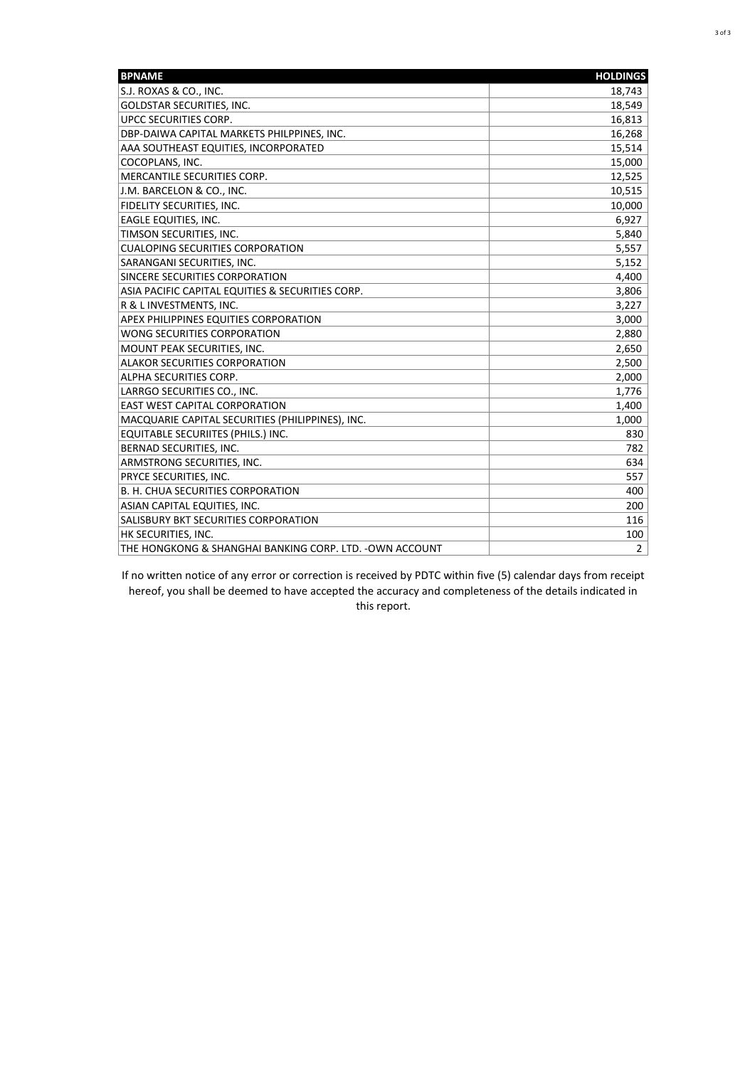| BPNAME | HOLDINGS |
| --- | --- |
| S.J. ROXAS & CO., INC. | 18,743 |
| GOLDSTAR SECURITIES, INC. | 18,549 |
| UPCC SECURITIES CORP. | 16,813 |
| DBP-DAIWA CAPITAL MARKETS PHILPPINES, INC. | 16,268 |
| AAA SOUTHEAST EQUITIES, INCORPORATED | 15,514 |
| COCOPLANS, INC. | 15,000 |
| MERCANTILE SECURITIES CORP. | 12,525 |
| J.M. BARCELON & CO., INC. | 10,515 |
| FIDELITY SECURITIES, INC. | 10,000 |
| EAGLE EQUITIES, INC. | 6,927 |
| TIMSON SECURITIES, INC. | 5,840 |
| CUALOPING SECURITIES CORPORATION | 5,557 |
| SARANGANI SECURITIES, INC. | 5,152 |
| SINCERE SECURITIES CORPORATION | 4,400 |
| ASIA PACIFIC CAPITAL EQUITIES & SECURITIES CORP. | 3,806 |
| R & L INVESTMENTS, INC. | 3,227 |
| APEX PHILIPPINES EQUITIES CORPORATION | 3,000 |
| WONG SECURITIES CORPORATION | 2,880 |
| MOUNT PEAK SECURITIES, INC. | 2,650 |
| ALAKOR SECURITIES CORPORATION | 2,500 |
| ALPHA SECURITIES CORP. | 2,000 |
| LARRGO SECURITIES CO., INC. | 1,776 |
| EAST WEST CAPITAL CORPORATION | 1,400 |
| MACQUARIE CAPITAL SECURITIES (PHILIPPINES), INC. | 1,000 |
| EQUITABLE SECURIITES (PHILS.) INC. | 830 |
| BERNAD SECURITIES, INC. | 782 |
| ARMSTRONG SECURITIES, INC. | 634 |
| PRYCE SECURITIES, INC. | 557 |
| B. H. CHUA SECURITIES CORPORATION | 400 |
| ASIAN CAPITAL EQUITIES, INC. | 200 |
| SALISBURY BKT SECURITIES CORPORATION | 116 |
| HK SECURITIES, INC. | 100 |
| THE HONGKONG & SHANGHAI BANKING CORP. LTD. -OWN ACCOUNT | 2 |

If no written notice of any error or correction is received by PDTC within five (5) calendar days from receipt hereof, you shall be deemed to have accepted the accuracy and completeness of the details indicated in this report.